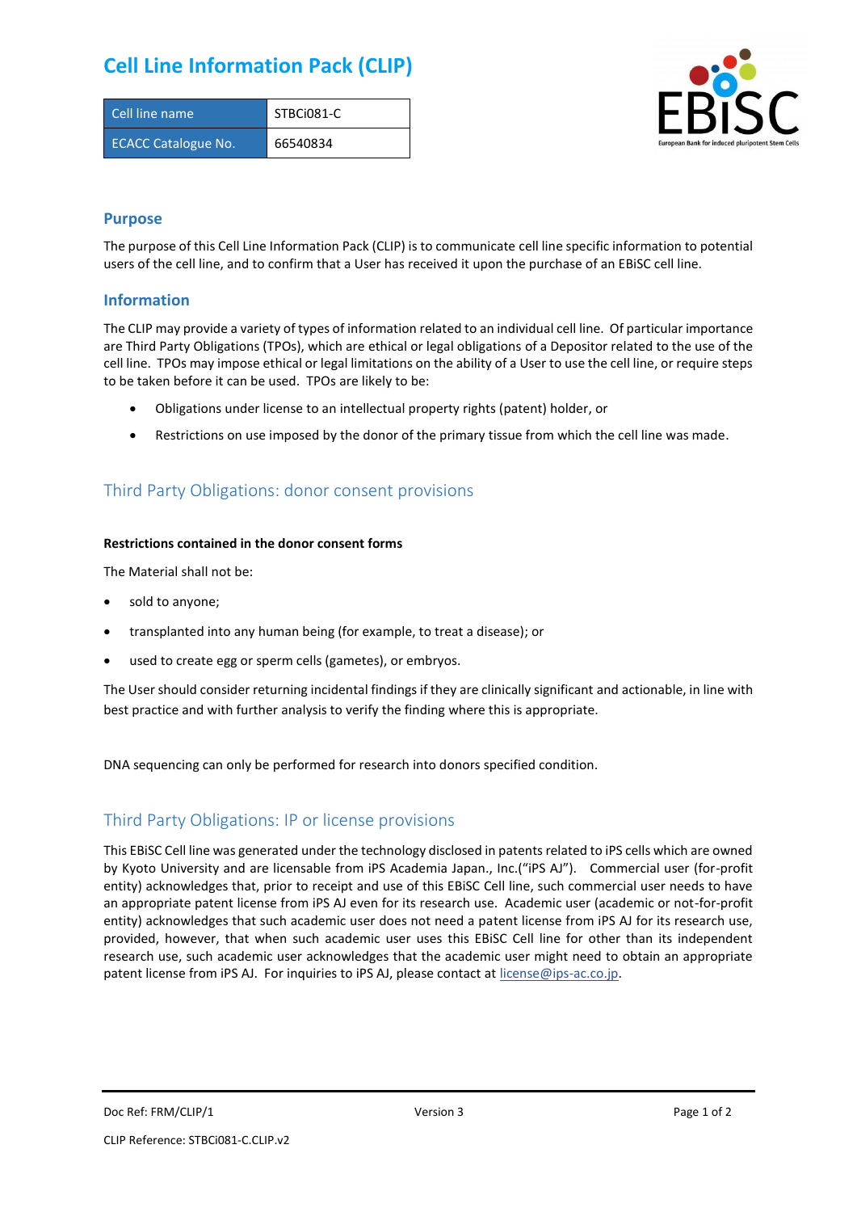# Cell Line Information Pack (CLIP)

| Cell line name | STBCi081-C |
|---|---|
| ECACC Catalogue No. | 66540834 |

## Purpose

The purpose of this Cell Line Information Pack (CLIP) is to communicate cell line specific information to potential users of the cell line, and to confirm that a User has received it upon the purchase of an EBiSC cell line.

## Information

The CLIP may provide a variety of types of information related to an individual cell line. Of particular importance are Third Party Obligations (TPOs), which are ethical or legal obligations of a Depositor related to the use of the cell line. TPOs may impose ethical or legal limitations on the ability of a User to use the cell line, or require steps to be taken before it can be used. TPOs are likely to be:

- Obligations under license to an intellectual property rights (patent) holder, or
- Restrictions on use imposed by the donor of the primary tissue from which the cell line was made.

## Third Party Obligations: donor consent provisions

**Restrictions contained in the donor consent forms**

The Material shall not be:

- sold to anyone;
- transplanted into any human being (for example, to treat a disease); or
- used to create egg or sperm cells (gametes), or embryos.

The User should consider returning incidental findings if they are clinically significant and actionable, in line with best practice and with further analysis to verify the finding where this is appropriate.

DNA sequencing can only be performed for research into donors specified condition.

## Third Party Obligations: IP or license provisions

This EBiSC Cell line was generated under the technology disclosed in patents related to iPS cells which are owned by Kyoto University and are licensable from iPS Academia Japan., Inc.("iPS AJ"). Commercial user (for-profit entity) acknowledges that, prior to receipt and use of this EBiSC Cell line, such commercial user needs to have an appropriate patent license from iPS AJ even for its research use. Academic user (academic or not-for-profit entity) acknowledges that such academic user does not need a patent license from iPS AJ for its research use, provided, however, that when such academic user uses this EBiSC Cell line for other than its independent research use, such academic user acknowledges that the academic user might need to obtain an appropriate patent license from iPS AJ. For inquiries to iPS AJ, please contact at license@ips-ac.co.jp.

Doc Ref: FRM/CLIP/1 Version 3

CLIP Reference: STBCi081-C.CLIP.v2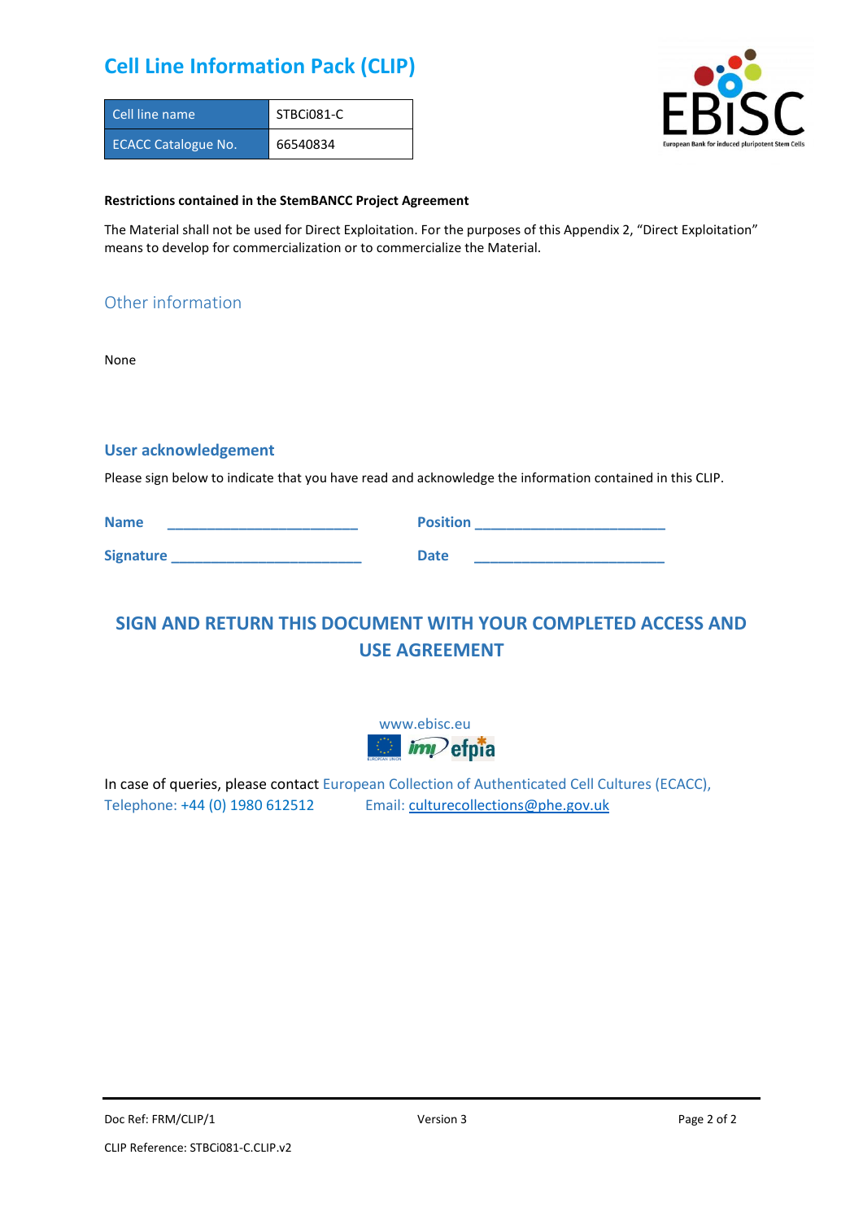# Cell Line Information Pack (CLIP)

| | |
|---|---|
| Cell line name | STBCi081-C |
| ECACC Catalogue No. | 66540834 |

**Restrictions contained in the StemBANCC Project Agreement**

The Material shall not be used for Direct Exploitation. For the purposes of this Appendix 2, “Direct Exploitation” means to develop for commercialization or to commercialize the Material.

## Other information

None

## User acknowledgement

Please sign below to indicate that you have read and acknowledge the information contained in this CLIP.

**Name** ________________________ **Position** ________________________

**Signature** ________________________ **Date** ________________________

## SIGN AND RETURN THIS DOCUMENT WITH YOUR COMPLETED ACCESS AND USE AGREEMENT

www.ebisc.eu

In case of queries, please contact European Collection of Authenticated Cell Cultures (ECACC), Telephone: +44 (0) 1980 612512 Email: culturecollections@phe.gov.uk

Doc Ref: FRM/CLIP/1 Version 3

CLIP Reference: STBCi081-C.CLIP.v2